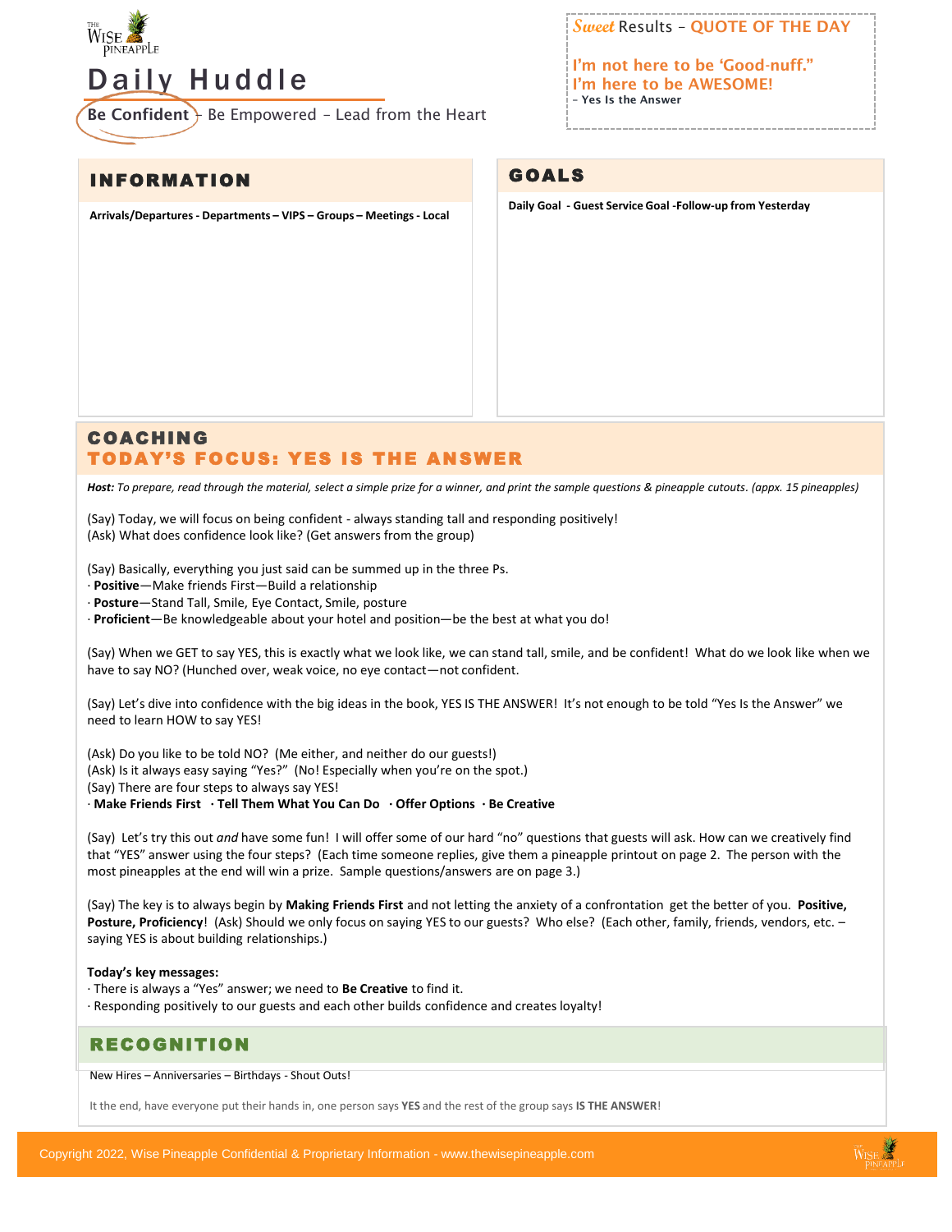# Daily Huddle

**Be Confident** - Be Empowered – Lead from the Heart

*Sweet* Results – **QUOTE OF THE DAY**

**I'm not here to be 'Good-nuff." I'm here to be AWESOME!**
**– Yes Is the Answer**

## INFORMATION

**Arrivals/Departures - Departments – VIPS – Groups – Meetings - Local**

## GOALS

**Daily Goal - Guest Service Goal -Follow-up from Yesterday**

## COACHING
## TODAY'S FOCUS: YES IS THE ANSWER

***Host:*** *To prepare, read through the material, select a simple prize for a winner, and print the sample questions & pineapple cutouts. (appx. 15 pineapples)*

(Say) Today, we will focus on being confident - always standing tall and responding positively!
(Ask) What does confidence look like? (Get answers from the group)

(Say) Basically, everything you just said can be summed up in the three Ps.
· **Positive**—Make friends First—Build a relationship
· **Posture**—Stand Tall, Smile, Eye Contact, Smile, posture
· **Proficient**—Be knowledgeable about your hotel and position—be the best at what you do!

(Say) When we GET to say YES, this is exactly what we look like, we can stand tall, smile, and be confident! What do we look like when we have to say NO? (Hunched over, weak voice, no eye contact—not confident.

(Say) Let's dive into confidence with the big ideas in the book, YES IS THE ANSWER! It's not enough to be told "Yes Is the Answer" we need to learn HOW to say YES!

(Ask) Do you like to be told NO? (Me either, and neither do our guests!)
(Ask) Is it always easy saying "Yes?" (No! Especially when you're on the spot.)
(Say) There are four steps to always say YES!
· **Make Friends First** · **Tell Them What You Can Do** · **Offer Options** · **Be Creative**

(Say) Let's try this out *and* have some fun! I will offer some of our hard "no" questions that guests will ask. How can we creatively find that "YES" answer using the four steps? (Each time someone replies, give them a pineapple printout on page 2. The person with the most pineapples at the end will win a prize. Sample questions/answers are on page 3.)

(Say) The key is to always begin by **Making Friends First** and not letting the anxiety of a confrontation get the better of you. **Positive, Posture, Proficiency**! (Ask) Should we only focus on saying YES to our guests? Who else? (Each other, family, friends, vendors, etc. – saying YES is about building relationships.)

**Today's key messages:**
· There is always a "Yes" answer; we need to **Be Creative** to find it.
· Responding positively to our guests and each other builds confidence and creates loyalty!

## RECOGNITION

New Hires – Anniversaries – Birthdays - Shout Outs!

It the end, have everyone put their hands in, one person says **YES** and the rest of the group says **IS THE ANSWER**!

Copyright 2022, Wise Pineapple Confidential & Proprietary Information - www.thewisepineapple.com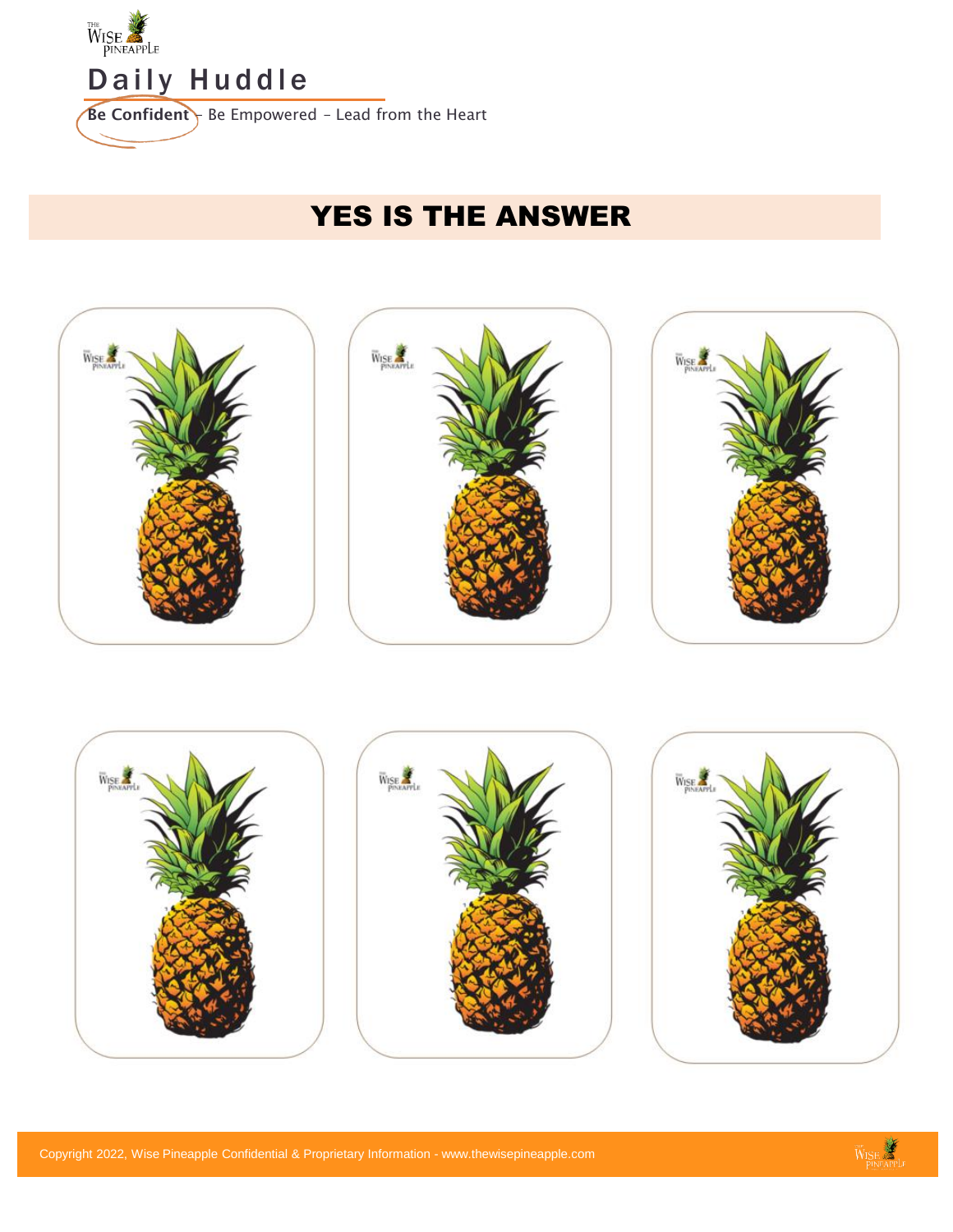# Daily Huddle

Be Confident – Be Empowered – Lead from the Heart

## YES IS THE ANSWER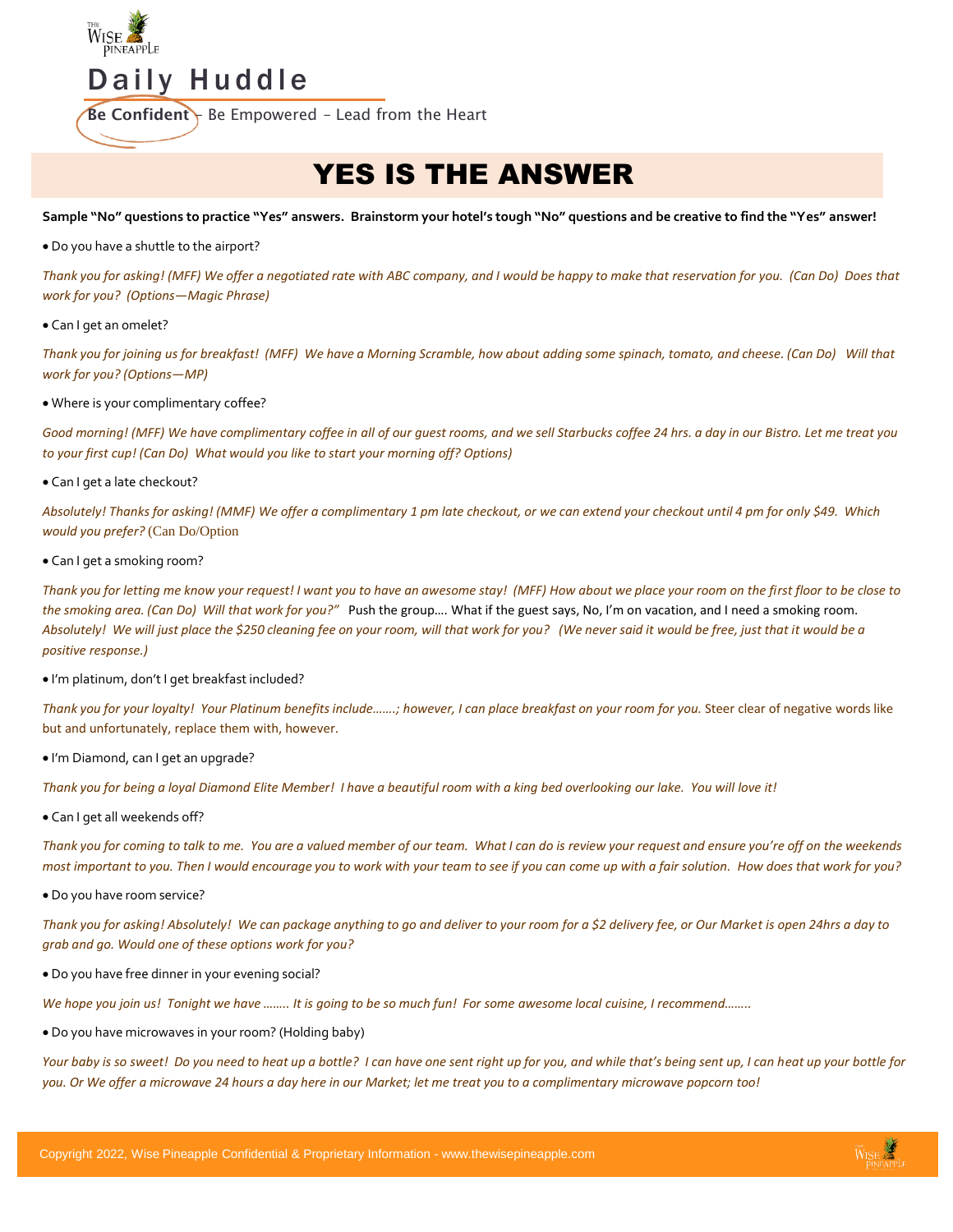# Daily Huddle

**Be Confident** – Be Empowered – Lead from the Heart

## YES IS THE ANSWER

**Sample "No" questions to practice "Yes" answers. Brainstorm your hotel's tough "No" questions and be creative to find the "Yes" answer!**

- Do you have a shuttle to the airport?

*Thank you for asking! (MFF) We offer a negotiated rate with ABC company, and I would be happy to make that reservation for you. (Can Do) Does that work for you? (Options—Magic Phrase)*

- Can I get an omelet?

*Thank you for joining us for breakfast! (MFF) We have a Morning Scramble, how about adding some spinach, tomato, and cheese. (Can Do) Will that work for you? (Options—MP)*

- Where is your complimentary coffee?

*Good morning! (MFF) We have complimentary coffee in all of our guest rooms, and we sell Starbucks coffee 24 hrs. a day in our Bistro. Let me treat you to your first cup! (Can Do) What would you like to start your morning off? Options)*

- Can I get a late checkout?

*Absolutely! Thanks for asking! (MMF) We offer a complimentary 1 pm late checkout, or we can extend your checkout until 4 pm for only $49. Which would you prefer?* (Can Do/Option

- Can I get a smoking room?

*Thank you for letting me know your request! I want you to have an awesome stay! (MFF) How about we place your room on the first floor to be close to the smoking area. (Can Do) Will that work for you?"* Push the group…. What if the guest says, No, I'm on vacation, and I need a smoking room. *Absolutely! We will just place the $250 cleaning fee on your room, will that work for you? (We never said it would be free, just that it would be a positive response.)*

- I'm platinum, don't I get breakfast included?

*Thank you for your loyalty! Your Platinum benefits include…….; however, I can place breakfast on your room for you.* Steer clear of negative words like but and unfortunately, replace them with, however.

- I'm Diamond, can I get an upgrade?

*Thank you for being a loyal Diamond Elite Member! I have a beautiful room with a king bed overlooking our lake. You will love it!*

- Can I get all weekends off?

*Thank you for coming to talk to me. You are a valued member of our team. What I can do is review your request and ensure you're off on the weekends most important to you. Then I would encourage you to work with your team to see if you can come up with a fair solution. How does that work for you?*

- Do you have room service?

*Thank you for asking! Absolutely! We can package anything to go and deliver to your room for a $2 delivery fee, or Our Market is open 24hrs a day to grab and go. Would one of these options work for you?*

- Do you have free dinner in your evening social?

*We hope you join us! Tonight we have …….. It is going to be so much fun! For some awesome local cuisine, I recommend……..*

- Do you have microwaves in your room? (Holding baby)

*Your baby is so sweet! Do you need to heat up a bottle? I can have one sent right up for you, and while that's being sent up, I can heat up your bottle for you. Or We offer a microwave 24 hours a day here in our Market; let me treat you to a complimentary microwave popcorn too!*

Copyright 2022, Wise Pineapple Confidential & Proprietary Information - www.thewisepineapple.com